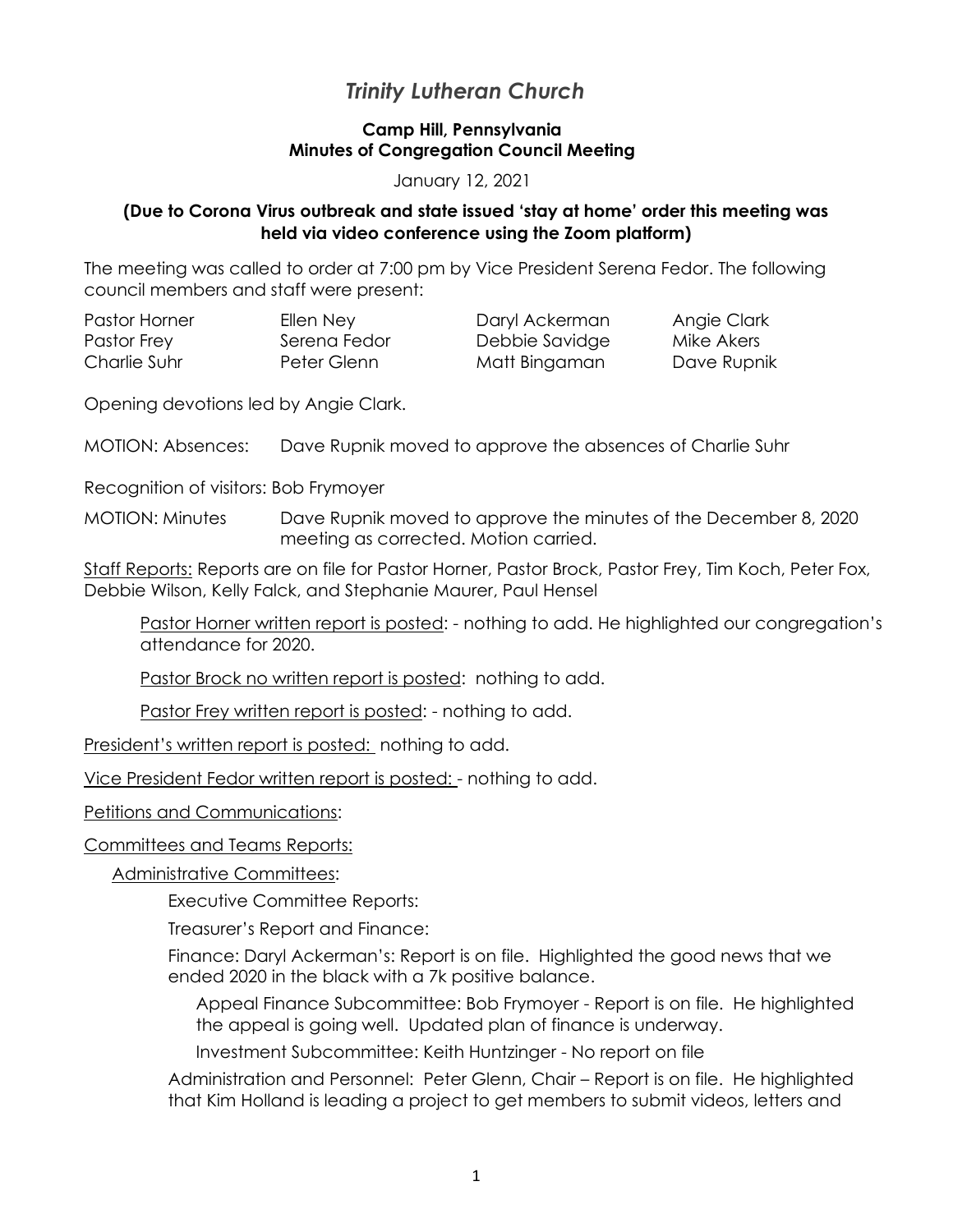# *Trinity Lutheran Church*

**Camp Hill, Pennsylvania**
**Minutes of Congregation Council Meeting**

January 12, 2021

**(Due to Corona Virus outbreak and state issued 'stay at home' order this meeting was held via video conference using the Zoom platform)**

The meeting was called to order at 7:00 pm by Vice President Serena Fedor. The following council members and staff were present:

| | | | |
|---|---|---|---|
| Pastor Horner | Ellen Ney | Daryl Ackerman | Angie Clark |
| Pastor Frey | Serena Fedor | Debbie Savidge | Mike Akers |
| Charlie Suhr | Peter Glenn | Matt Bingaman | Dave Rupnik |

Opening devotions led by Angie Clark.

MOTION: Absences: Dave Rupnik moved to approve the absences of Charlie Suhr

Recognition of visitors: Bob Frymoyer

MOTION: Minutes Dave Rupnik moved to approve the minutes of the December 8, 2020 meeting as corrected. Motion carried.

Staff Reports: Reports are on file for Pastor Horner, Pastor Brock, Pastor Frey, Tim Koch, Peter Fox, Debbie Wilson, Kelly Falck, and Stephanie Maurer, Paul Hensel

Pastor Horner written report is posted: - nothing to add. He highlighted our congregation's attendance for 2020.

Pastor Brock no written report is posted: nothing to add.

Pastor Frey written report is posted: - nothing to add.

President's written report is posted: nothing to add.

Vice President Fedor written report is posted: - nothing to add.

Petitions and Communications:

Committees and Teams Reports:

Administrative Committees:

Executive Committee Reports:

Treasurer's Report and Finance:

Finance: Daryl Ackerman's: Report is on file. Highlighted the good news that we ended 2020 in the black with a 7k positive balance.

Appeal Finance Subcommittee: Bob Frymoyer - Report is on file. He highlighted the appeal is going well. Updated plan of finance is underway.

Investment Subcommittee: Keith Huntzinger - No report on file

Administration and Personnel: Peter Glenn, Chair – Report is on file. He highlighted that Kim Holland is leading a project to get members to submit videos, letters and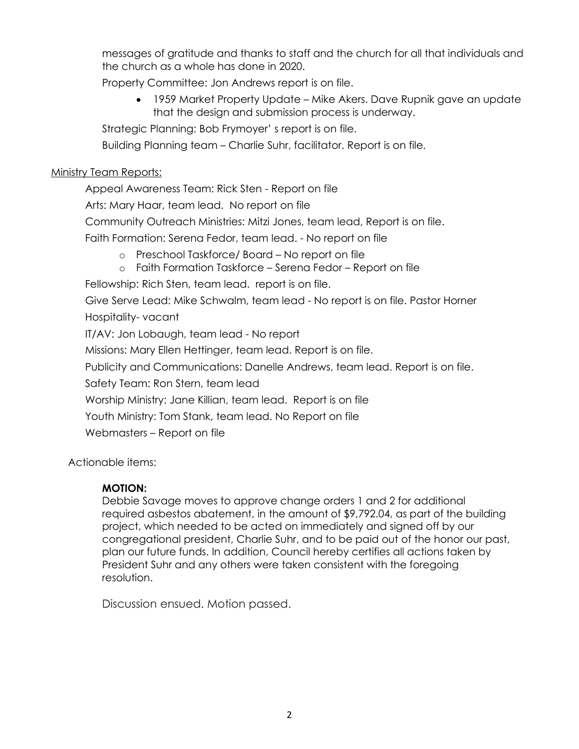messages of gratitude and thanks to staff and the church for all that individuals and the church as a whole has done in 2020.

Property Committee: Jon Andrews report is on file.

- 1959 Market Property Update – Mike Akers. Dave Rupnik gave an update that the design and submission process is underway.

Strategic Planning: Bob Frymoyer' s report is on file.

Building Planning team – Charlie Suhr, facilitator. Report is on file.

Ministry Team Reports:

Appeal Awareness Team: Rick Sten - Report on file

Arts: Mary Haar, team lead. No report on file

Community Outreach Ministries: Mitzi Jones, team lead, Report is on file.

Faith Formation: Serena Fedor, team lead. - No report on file

- Preschool Taskforce/ Board – No report on file
- Faith Formation Taskforce – Serena Fedor – Report on file

Fellowship: Rich Sten, team lead. report is on file.

Give Serve Lead: Mike Schwalm, team lead - No report is on file. Pastor Horner

Hospitality- vacant

IT/AV: Jon Lobaugh, team lead - No report

Missions: Mary Ellen Hettinger, team lead. Report is on file.

Publicity and Communications: Danelle Andrews, team lead. Report is on file.

Safety Team: Ron Stern, team lead

Worship Ministry: Jane Killian, team lead. Report is on file

Youth Ministry: Tom Stank, team lead. No Report on file

Webmasters – Report on file

Actionable items:

**MOTION:**
Debbie Savage moves to approve change orders 1 and 2 for additional required asbestos abatement, in the amount of $9,792.04, as part of the building project, which needed to be acted on immediately and signed off by our congregational president, Charlie Suhr, and to be paid out of the honor our past, plan our future funds. In addition, Council hereby certifies all actions taken by President Suhr and any others were taken consistent with the foregoing resolution.

Discussion ensued. Motion passed.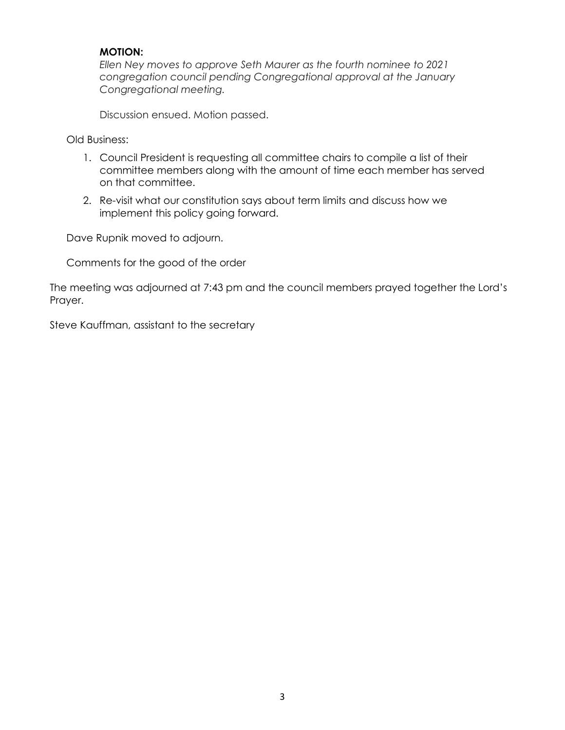**MOTION:**

*Ellen Ney moves to approve Seth Maurer as the fourth nominee to 2021 congregation council pending Congregational approval at the January Congregational meeting.*

Discussion ensued. Motion passed.

Old Business:

1. Council President is requesting all committee chairs to compile a list of their committee members along with the amount of time each member has served on that committee.
2. Re-visit what our constitution says about term limits and discuss how we implement this policy going forward.

Dave Rupnik moved to adjourn.

Comments for the good of the order

The meeting was adjourned at 7:43 pm and the council members prayed together the Lord's Prayer.

Steve Kauffman, assistant to the secretary